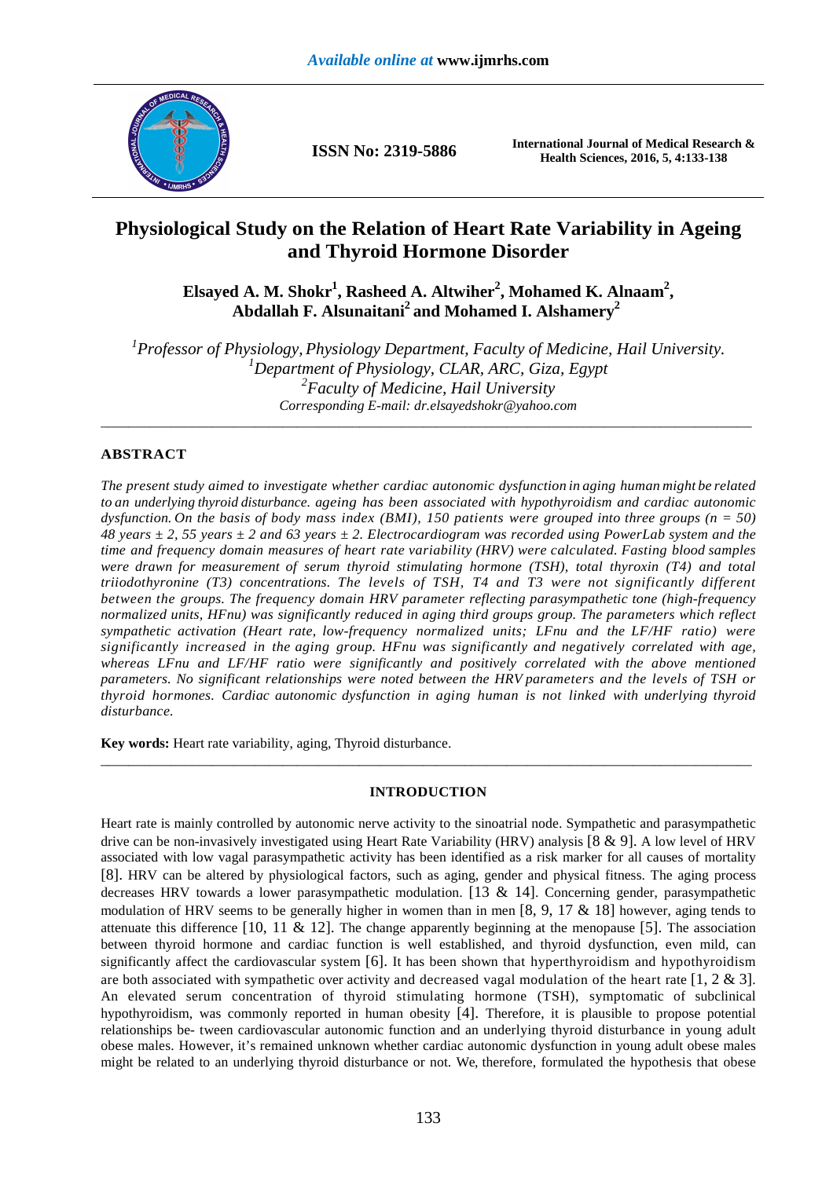# Physiological Study on the Relation of Heart Rate Variability in Ageing and Thyroid Hormone Disorder

**Elsayed A. M. Shokr[1], Rasheed A. Altwiher[2], Mohamed K. Alnaam[2], Abdallah F. Alsunaitani[2] and Mohamed I. Alshamery[2]**

*[1]Professor of Physiology, Physiology Department, Faculty of Medicine, Hail University.*
*[1]Department of Physiology, CLAR, ARC, Giza, Egypt*
*[2]Faculty of Medicine, Hail University*
*Corresponding E-mail: dr.elsayedshokr@yahoo.com*

## ABSTRACT

*The present study aimed to investigate whether cardiac autonomic dysfunction in aging human might be related to an underlying thyroid disturbance. ageing has been associated with hypothyroidism and cardiac autonomic dysfunction. On the basis of body mass index (BMI), 150 patients were grouped into three groups (n = 50) 48 years ± 2, 55 years ± 2 and 63 years ± 2. Electrocardiogram was recorded using PowerLab system and the time and frequency domain measures of heart rate variability (HRV) were calculated. Fasting blood samples were drawn for measurement of serum thyroid stimulating hormone (TSH), total thyroxin (T4) and total triiodothyronine (T3) concentrations. The levels of TSH, T4 and T3 were not significantly different between the groups. The frequency domain HRV parameter reflecting parasympathetic tone (high-frequency normalized units, HFnu) was significantly reduced in aging third groups group. The parameters which reflect sympathetic activation (Heart rate, low-frequency normalized units; LFnu and the LF/HF ratio) were significantly increased in the aging group. HFnu was significantly and negatively correlated with age, whereas LFnu and LF/HF ratio were significantly and positively correlated with the above mentioned parameters. No significant relationships were noted between the HRV parameters and the levels of TSH or thyroid hormones. Cardiac autonomic dysfunction in aging human is not linked with underlying thyroid disturbance.*

**Key words:** Heart rate variability, aging, Thyroid disturbance.

## INTRODUCTION

Heart rate is mainly controlled by autonomic nerve activity to the sinoatrial node. Sympathetic and parasympathetic drive can be non-invasively investigated using Heart Rate Variability (HRV) analysis [8 & 9]. A low level of HRV associated with low vagal parasympathetic activity has been identified as a risk marker for all causes of mortality [8]. HRV can be altered by physiological factors, such as aging, gender and physical fitness. The aging process decreases HRV towards a lower parasympathetic modulation. [13 & 14]. Concerning gender, parasympathetic modulation of HRV seems to be generally higher in women than in men [8, 9, 17 & 18] however, aging tends to attenuate this difference [10, 11 & 12]. The change apparently beginning at the menopause [5]. The association between thyroid hormone and cardiac function is well established, and thyroid dysfunction, even mild, can significantly affect the cardiovascular system [6]. It has been shown that hyperthyroidism and hypothyroidism are both associated with sympathetic over activity and decreased vagal modulation of the heart rate [1, 2 & 3]. An elevated serum concentration of thyroid stimulating hormone (TSH), symptomatic of subclinical hypothyroidism, was commonly reported in human obesity [4]. Therefore, it is plausible to propose potential relationships be- tween cardiovascular autonomic function and an underlying thyroid disturbance in young adult obese males. However, it's remained unknown whether cardiac autonomic dysfunction in young adult obese males might be related to an underlying thyroid disturbance or not. We, therefore, formulated the hypothesis that obese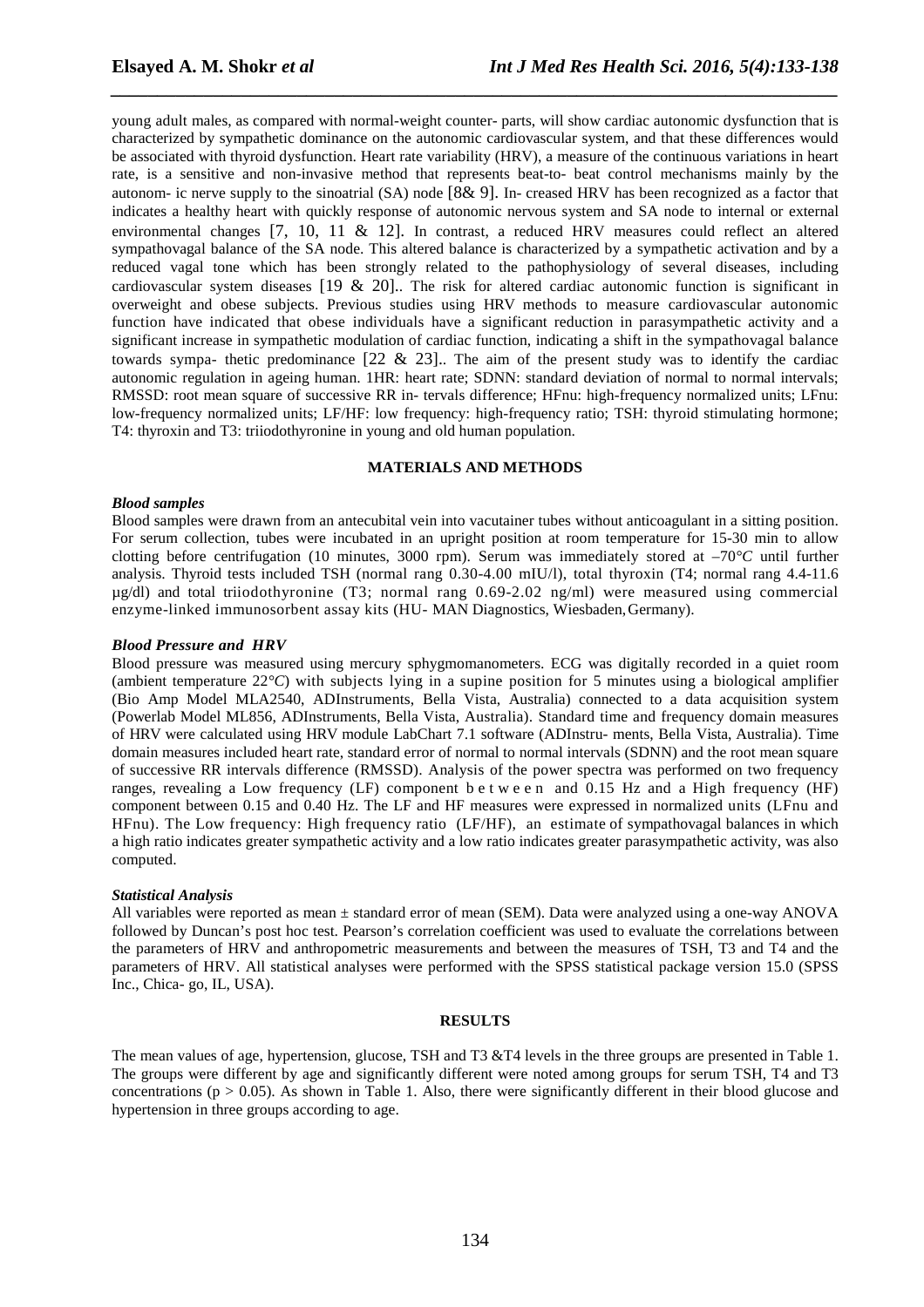young adult males, as compared with normal-weight counter- parts, will show cardiac autonomic dysfunction that is characterized by sympathetic dominance on the autonomic cardiovascular system, and that these differences would be associated with thyroid dysfunction. Heart rate variability (HRV), a measure of the continuous variations in heart rate, is a sensitive and non-invasive method that represents beat-to- beat control mechanisms mainly by the autonom- ic nerve supply to the sinoatrial (SA) node [8& 9]. In- creased HRV has been recognized as a factor that indicates a healthy heart with quickly response of autonomic nervous system and SA node to internal or external environmental changes [7, 10, 11 & 12]. In contrast, a reduced HRV measures could reflect an altered sympathovagal balance of the SA node. This altered balance is characterized by a sympathetic activation and by a reduced vagal tone which has been strongly related to the pathophysiology of several diseases, including cardiovascular system diseases [19 & 20].. The risk for altered cardiac autonomic function is significant in overweight and obese subjects. Previous studies using HRV methods to measure cardiovascular autonomic function have indicated that obese individuals have a significant reduction in parasympathetic activity and a significant increase in sympathetic modulation of cardiac function, indicating a shift in the sympathovagal balance towards sympa- thetic predominance [22 & 23].. The aim of the present study was to identify the cardiac autonomic regulation in ageing human. 1HR: heart rate; SDNN: standard deviation of normal to normal intervals; RMSSD: root mean square of successive RR in- tervals difference; HFnu: high-frequency normalized units; LFnu: low-frequency normalized units; LF/HF: low frequency: high-frequency ratio; TSH: thyroid stimulating hormone; T4: thyroxin and T3: triiodothyronine in young and old human population.

## MATERIALS AND METHODS

### *Blood samples*

Blood samples were drawn from an antecubital vein into vacutainer tubes without anticoagulant in a sitting position. For serum collection, tubes were incubated in an upright position at room temperature for 15-30 min to allow clotting before centrifugation (10 minutes, 3000 rpm). Serum was immediately stored at –70°*C* until further analysis. Thyroid tests included TSH (normal rang 0.30-4.00 mIU/l), total thyroxin (T4; normal rang 4.4-11.6 µg/dl) and total triiodothyronine (T3; normal rang 0.69-2.02 ng/ml) were measured using commercial enzyme-linked immunosorbent assay kits (HU- MAN Diagnostics, Wiesbaden, Germany).

### *Blood Pressure and HRV*

Blood pressure was measured using mercury sphygmomanometers. ECG was digitally recorded in a quiet room (ambient temperature 22°*C*) with subjects lying in a supine position for 5 minutes using a biological amplifier (Bio Amp Model MLA2540, ADInstruments, Bella Vista, Australia) connected to a data acquisition system (Powerlab Model ML856, ADInstruments, Bella Vista, Australia). Standard time and frequency domain measures of HRV were calculated using HRV module LabChart 7.1 software (ADInstru- ments, Bella Vista, Australia). Time domain measures included heart rate, standard error of normal to normal intervals (SDNN) and the root mean square of successive RR intervals difference (RMSSD). Analysis of the power spectra was performed on two frequency ranges, revealing a Low frequency (LF) component between and 0.15 Hz and a High frequency (HF) component between 0.15 and 0.40 Hz. The LF and HF measures were expressed in normalized units (LFnu and HFnu). The Low frequency: High frequency ratio (LF/HF), an estimate of sympathovagal balances in which a high ratio indicates greater sympathetic activity and a low ratio indicates greater parasympathetic activity, was also computed.

### *Statistical Analysis*

All variables were reported as mean ± standard error of mean (SEM). Data were analyzed using a one-way ANOVA followed by Duncan's post hoc test. Pearson's correlation coefficient was used to evaluate the correlations between the parameters of HRV and anthropometric measurements and between the measures of TSH, T3 and T4 and the parameters of HRV. All statistical analyses were performed with the SPSS statistical package version 15.0 (SPSS Inc., Chica- go, IL, USA).

## RESULTS

The mean values of age, hypertension, glucose, TSH and T3 &T4 levels in the three groups are presented in Table 1. The groups were different by age and significantly different were noted among groups for serum TSH, T4 and T3 concentrations ($p > 0.05$). As shown in Table 1. Also, there were significantly different in their blood glucose and hypertension in three groups according to age.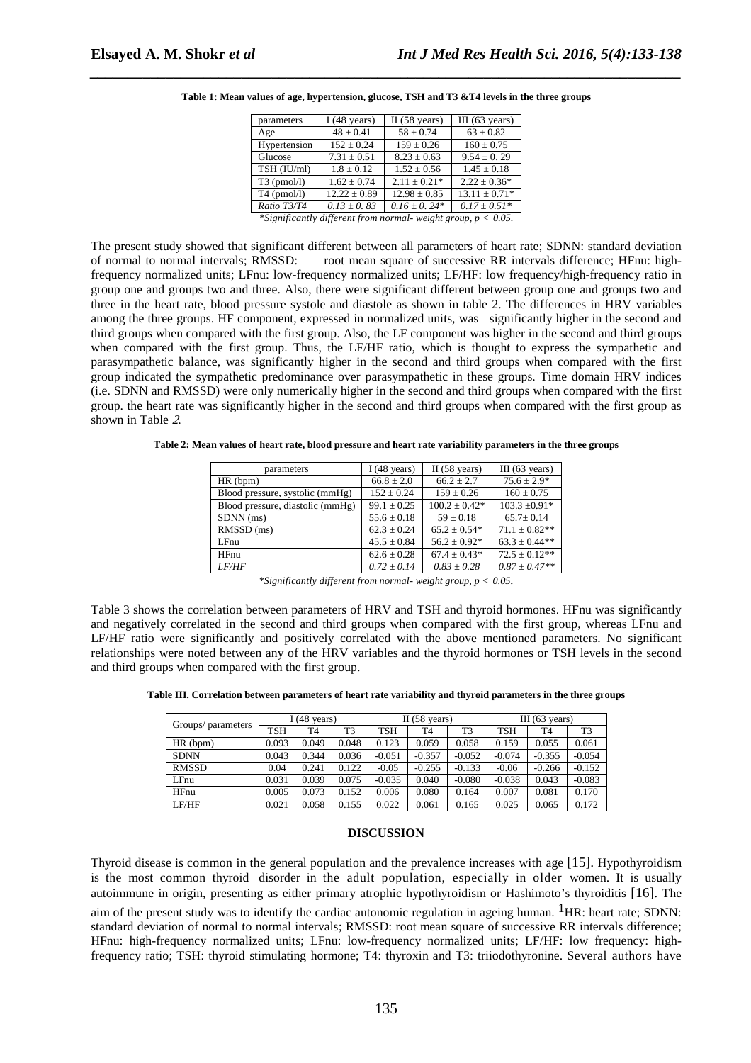**Table 1: Mean values of age, hypertension, glucose, TSH and T3 &T4 levels in the three groups**

| parameters | I (48 years) | II (58 years) | III (63 years) |
| --- | --- | --- | --- |
| Age | 48 ± 0.41 | 58 ± 0.74 | 63 ± 0.82 |
| Hypertension | 152 ± 0.24 | 159 ± 0.26 | 160 ± 0.75 |
| Glucose | 7.31 ± 0.51 | 8.23 ± 0.63 | 9.54 ± 0. 29 |
| TSH (IU/ml) | 1.8 ± 0.12 | 1.52 ± 0.56 | 1.45 ± 0.18 |
| T3 (pmol/l) | 1.62 ± 0.74 | 2.11 ± 0.21* | 2.22 ± 0.36* |
| T4 (pmol/l) | 12.22 ± 0.89 | 12.98 ± 0.85 | 13.11 ± 0.71* |
| *Ratio T3/T4* | *0.13 ± 0. 83* | *0.16 ± 0. 24** | *0.17 ± 0.51** |

*\*Significantly different from normal- weight group, $p < 0.05$.*

The present study showed that significant different between all parameters of heart rate; SDNN: standard deviation of normal to normal intervals; RMSSD: root mean square of successive RR intervals difference; HFnu: high-frequency normalized units; LFnu: low-frequency normalized units; LF/HF: low frequency/high-frequency ratio in group one and groups two and three. Also, there were significant different between group one and groups two and three in the heart rate, blood pressure systole and diastole as shown in table 2. The differences in HRV variables among the three groups. HF component, expressed in normalized units, was significantly higher in the second and third groups when compared with the first group. Also, the LF component was higher in the second and third groups when compared with the first group. Thus, the LF/HF ratio, which is thought to express the sympathetic and parasympathetic balance, was significantly higher in the second and third groups when compared with the first group indicated the sympathetic predominance over parasympathetic in these groups. Time domain HRV indices (i.e. SDNN and RMSSD) were only numerically higher in the second and third groups when compared with the first group. the heart rate was significantly higher in the second and third groups when compared with the first group as shown in Table *2*.

**Table 2: Mean values of heart rate, blood pressure and heart rate variability parameters in the three groups**

| parameters | I (48 years) | II (58 years) | III (63 years) |
| --- | --- | --- | --- |
| HR (bpm) | 66.8 ± 2.0 | 66.2 ± 2.7 | 75.6 ± 2.9* |
| Blood pressure, systolic (mmHg) | 152 ± 0.24 | 159 ± 0.26 | 160 ± 0.75 |
| Blood pressure, diastolic (mmHg) | 99.1 ± 0.25 | 100.2 ± 0.42* | 103.3 ±0.91* |
| SDNN (ms) | 55.6 ± 0.18 | 59 ± 0.18 | 65.7± 0.14 |
| RMSSD (ms) | 62.3 ± 0.24 | 65.2 ± 0.54* | 71.1 ± 0.82** |
| LFnu | 45.5 ± 0.84 | 56.2 ± 0.92* | 63.3 ± 0.44** |
| HFnu | 62.6 ± 0.28 | 67.4 ± 0.43* | 72.5 ± 0.12** |
| *LF/HF* | *0.72 ± 0.14* | *0.83 ± 0.28* | *0.87 ± 0.47*** |

*\*Significantly different from normal- weight group, $p < 0.05$.*

Table 3 shows the correlation between parameters of HRV and TSH and thyroid hormones. HFnu was significantly and negatively correlated in the second and third groups when compared with the first group, whereas LFnu and LF/HF ratio were significantly and positively correlated with the above mentioned parameters. No significant relationships were noted between any of the HRV variables and the thyroid hormones or TSH levels in the second and third groups when compared with the first group.

**Table III. Correlation between parameters of heart rate variability and thyroid parameters in the three groups**

| Groups/ parameters | I (48 years) | | | II (58 years) | | | III (63 years) | | |
| --- | --- | --- | --- | --- | --- | --- | --- | --- | --- |
| | TSH | T4 | T3 | TSH | T4 | T3 | TSH | T4 | T3 |
| HR (bpm) | 0.093 | 0.049 | 0.048 | 0.123 | 0.059 | 0.058 | 0.159 | 0.055 | 0.061 |
| SDNN | 0.043 | 0.344 | 0.036 | -0.051 | -0.357 | -0.052 | -0.074 | -0.355 | -0.054 |
| RMSSD | 0.04 | 0.241 | 0.122 | -0.05 | -0.255 | -0.133 | -0.06 | -0.266 | -0.152 |
| LFnu | 0.031 | 0.039 | 0.075 | -0.035 | 0.040 | -0.080 | -0.038 | 0.043 | -0.083 |
| HFnu | 0.005 | 0.073 | 0.152 | 0.006 | 0.080 | 0.164 | 0.007 | 0.081 | 0.170 |
| LF/HF | 0.021 | 0.058 | 0.155 | 0.022 | 0.061 | 0.165 | 0.025 | 0.065 | 0.172 |

## DISCUSSION

Thyroid disease is common in the general population and the prevalence increases with age [15]. Hypothyroidism is the most common thyroid disorder in the adult population, especially in older women. It is usually autoimmune in origin, presenting as either primary atrophic hypothyroidism or Hashimoto's thyroiditis [16]. The aim of the present study was to identify the cardiac autonomic regulation in ageing human. [1]HR: heart rate; SDNN: standard deviation of normal to normal intervals; RMSSD: root mean square of successive RR intervals difference; HFnu: high-frequency normalized units; LFnu: low-frequency normalized units; LF/HF: low frequency: high-frequency ratio; TSH: thyroid stimulating hormone; T4: thyroxin and T3: triiodothyronine. Several authors have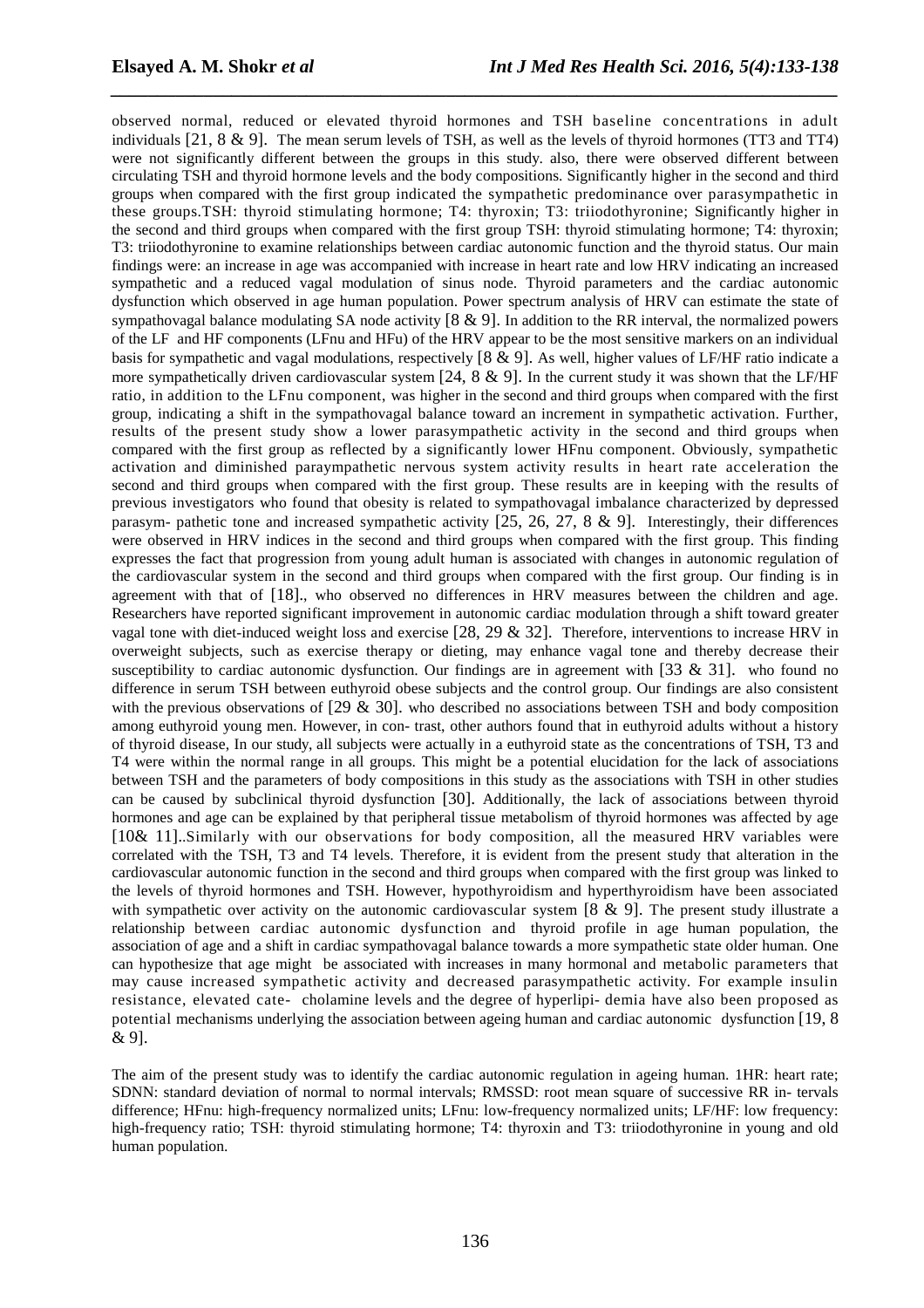observed normal, reduced or elevated thyroid hormones and TSH baseline concentrations in adult individuals [21, 8 & 9]. The mean serum levels of TSH, as well as the levels of thyroid hormones (TT3 and TT4) were not significantly different between the groups in this study. also, there were observed different between circulating TSH and thyroid hormone levels and the body compositions. Significantly higher in the second and third groups when compared with the first group indicated the sympathetic predominance over parasympathetic in these groups.TSH: thyroid stimulating hormone; T4: thyroxin; T3: triiodothyronine; Significantly higher in the second and third groups when compared with the first group TSH: thyroid stimulating hormone; T4: thyroxin; T3: triiodothyronine to examine relationships between cardiac autonomic function and the thyroid status. Our main findings were: an increase in age was accompanied with increase in heart rate and low HRV indicating an increased sympathetic and a reduced vagal modulation of sinus node. Thyroid parameters and the cardiac autonomic dysfunction which observed in age human population. Power spectrum analysis of HRV can estimate the state of sympathovagal balance modulating SA node activity [8 & 9]. In addition to the RR interval, the normalized powers of the LF and HF components (LFnu and HFu) of the HRV appear to be the most sensitive markers on an individual basis for sympathetic and vagal modulations, respectively [8 & 9]. As well, higher values of LF/HF ratio indicate a more sympathetically driven cardiovascular system [24, 8 & 9]. In the current study it was shown that the LF/HF ratio, in addition to the LFnu component, was higher in the second and third groups when compared with the first group, indicating a shift in the sympathovagal balance toward an increment in sympathetic activation. Further, results of the present study show a lower parasympathetic activity in the second and third groups when compared with the first group as reflected by a significantly lower HFnu component. Obviously, sympathetic activation and diminished paraympathetic nervous system activity results in heart rate acceleration the second and third groups when compared with the first group. These results are in keeping with the results of previous investigators who found that obesity is related to sympathovagal imbalance characterized by depressed parasym- pathetic tone and increased sympathetic activity [25, 26, 27, 8 & 9]. Interestingly, their differences were observed in HRV indices in the second and third groups when compared with the first group. This finding expresses the fact that progression from young adult human is associated with changes in autonomic regulation of the cardiovascular system in the second and third groups when compared with the first group. Our finding is in agreement with that of [18]., who observed no differences in HRV measures between the children and age. Researchers have reported significant improvement in autonomic cardiac modulation through a shift toward greater vagal tone with diet-induced weight loss and exercise [28, 29 & 32]. Therefore, interventions to increase HRV in overweight subjects, such as exercise therapy or dieting, may enhance vagal tone and thereby decrease their susceptibility to cardiac autonomic dysfunction. Our findings are in agreement with [33 & 31]. who found no difference in serum TSH between euthyroid obese subjects and the control group. Our findings are also consistent with the previous observations of [29 & 30]. who described no associations between TSH and body composition among euthyroid young men. However, in con- trast, other authors found that in euthyroid adults without a history of thyroid disease, In our study, all subjects were actually in a euthyroid state as the concentrations of TSH, T3 and T4 were within the normal range in all groups. This might be a potential elucidation for the lack of associations between TSH and the parameters of body compositions in this study as the associations with TSH in other studies can be caused by subclinical thyroid dysfunction [30]. Additionally, the lack of associations between thyroid hormones and age can be explained by that peripheral tissue metabolism of thyroid hormones was affected by age [10& 11]..Similarly with our observations for body composition, all the measured HRV variables were correlated with the TSH, T3 and T4 levels. Therefore, it is evident from the present study that alteration in the cardiovascular autonomic function in the second and third groups when compared with the first group was linked to the levels of thyroid hormones and TSH. However, hypothyroidism and hyperthyroidism have been associated with sympathetic over activity on the autonomic cardiovascular system [8 & 9]. The present study illustrate a relationship between cardiac autonomic dysfunction and thyroid profile in age human population, the association of age and a shift in cardiac sympathovagal balance towards a more sympathetic state older human. One can hypothesize that age might be associated with increases in many hormonal and metabolic parameters that may cause increased sympathetic activity and decreased parasympathetic activity. For example insulin resistance, elevated cate- cholamine levels and the degree of hyperlipi- demia have also been proposed as potential mechanisms underlying the association between ageing human and cardiac autonomic dysfunction [19, 8 & 9].

The aim of the present study was to identify the cardiac autonomic regulation in ageing human. 1HR: heart rate; SDNN: standard deviation of normal to normal intervals; RMSSD: root mean square of successive RR in- tervals difference; HFnu: high-frequency normalized units; LFnu: low-frequency normalized units; LF/HF: low frequency: high-frequency ratio; TSH: thyroid stimulating hormone; T4: thyroxin and T3: triiodothyronine in young and old human population.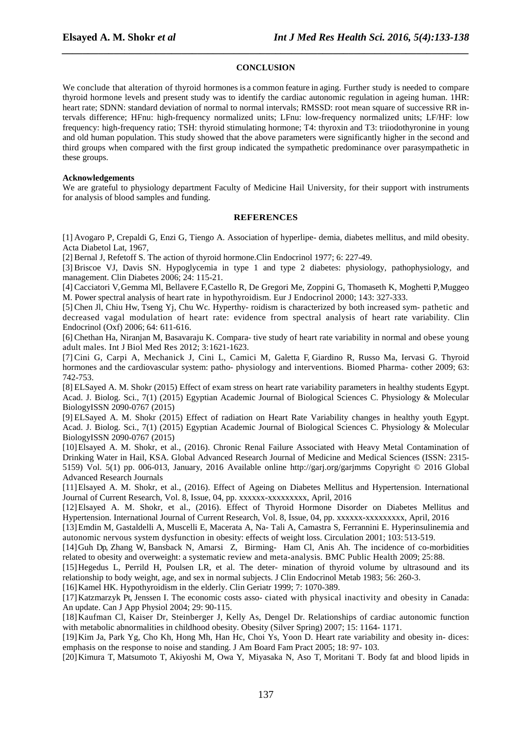## CONCLUSION

We conclude that alteration of thyroid hormones is a common feature in aging. Further study is needed to compare thyroid hormone levels and present study was to identify the cardiac autonomic regulation in ageing human. 1HR: heart rate; SDNN: standard deviation of normal to normal intervals; RMSSD: root mean square of successive RR intervals difference; HFnu: high-frequency normalized units; LFnu: low-frequency normalized units; LF/HF: low frequency: high-frequency ratio; TSH: thyroid stimulating hormone; T4: thyroxin and T3: triiodothyronine in young and old human population. This study showed that the above parameters were significantly higher in the second and third groups when compared with the first group indicated the sympathetic predominance over parasympathetic in these groups.

**Acknowledgements**

We are grateful to physiology department Faculty of Medicine Hail University, for their support with instruments for analysis of blood samples and funding.

## REFERENCES

[1] Avogaro P, Crepaldi G, Enzi G, Tiengo A. Association of hyperlipe- demia, diabetes mellitus, and mild obesity. Acta Diabetol Lat, 1967,

[2] Bernal J, Refetoff S. The action of thyroid hormone.Clin Endocrinol 1977; 6: 227-49.

[3] Briscoe VJ, Davis SN. Hypoglycemia in type 1 and type 2 diabetes: physiology, pathophysiology, and management. Clin Diabetes 2006; 24: 115-21.

[4] Cacciatori V, Gemma Ml, Bellavere F, Castello R, De Gregori Me, Zoppini G, Thomaseth K, Moghetti P, Muggeo M. Power spectral analysis of heart rate in hypothyroidism. Eur J Endocrinol 2000; 143: 327-333.

[5] Chen Jl, Chiu Hw, Tseng Yj, Chu Wc. Hyperthy- roidism is characterized by both increased sym- pathetic and decreased vagal modulation of heart rate: evidence from spectral analysis of heart rate variability. Clin Endocrinol (Oxf) 2006; 64: 611-616.

[6] Chethan Ha, Niranjan M, Basavaraju K. Compara- tive study of heart rate variability in normal and obese young adult males. Int J Biol Med Res 2012; 3:1621-1623.

[7] Cini G, Carpi A, Mechanick J, Cini L, Camici M, Galetta F, Giardino R, Russo Ma, Iervasi G. Thyroid hormones and the cardiovascular system: patho- physiology and interventions. Biomed Pharma- cother 2009; 63: 742-753.

[8] ELSayed A. M. Shokr (2015) Effect of exam stress on heart rate variability parameters in healthy students Egypt. Acad. J. Biolog. Sci., 7(1) (2015) Egyptian Academic Journal of Biological Sciences C. Physiology & Molecular BiologyISSN 2090-0767 (2015)

[9] ELSayed A. M. Shokr (2015) Effect of radiation on Heart Rate Variability changes in healthy youth Egypt. Acad. J. Biolog. Sci., 7(1) (2015) Egyptian Academic Journal of Biological Sciences C. Physiology & Molecular BiologyISSN 2090-0767 (2015)

[10] Elsayed A. M. Shokr, et al., (2016). Chronic Renal Failure Associated with Heavy Metal Contamination of Drinking Water in Hail, KSA. Global Advanced Research Journal of Medicine and Medical Sciences (ISSN: 2315-5159) Vol. 5(1) pp. 006-013, January, 2016 Available online http://garj.org/garjmms Copyright © 2016 Global Advanced Research Journals

[11] Elsayed A. M. Shokr, et al., (2016). Effect of Ageing on Diabetes Mellitus and Hypertension. International Journal of Current Research, Vol. 8, Issue, 04, pp. xxxxxx-xxxxxxxxx, April, 2016

[12] Elsayed A. M. Shokr, et al., (2016). Effect of Thyroid Hormone Disorder on Diabetes Mellitus and Hypertension. International Journal of Current Research, Vol. 8, Issue, 04, pp. xxxxxx-xxxxxxxxx, April, 2016

[13] Emdin M, Gastaldelli A, Muscelli E, Macerata A, Na- Tali A, Camastra S, Ferrannini E. Hyperinsulinemia and autonomic nervous system dysfunction in obesity: effects of weight loss. Circulation 2001; 103: 513-519.

[14] Guh Dp, Zhang W, Bansback N, Amarsi Z, Birming- Ham Cl, Anis Ah. The incidence of co-morbidities related to obesity and overweight: a systematic review and meta-analysis. BMC Public Health 2009; 25:88.

[15] Hegedus L, Perrild H, Poulsen LR, et al. The deter- mination of thyroid volume by ultrasound and its relationship to body weight, age, and sex in normal subjects. J Clin Endocrinol Metab 1983; 56: 260-3.

[16] Kamel HK. Hypothyroidism in the elderly. Clin Geriatr 1999; 7: 1070-389.

[17] Katzmarzyk Pt, Jenssen I. The economic costs asso- ciated with physical inactivity and obesity in Canada: An update. Can J App Physiol 2004; 29: 90-115.

[18] Kaufman Cl, Kaiser Dr, Steinberger J, Kelly As, Dengel Dr. Relationships of cardiac autonomic function with metabolic abnormalities in childhood obesity. Obesity (Silver Spring) 2007; 15: 1164- 1171.

[19] Kim Ja, Park Yg, Cho Kh, Hong Mh, Han Hc, Choi Ys, Yoon D. Heart rate variability and obesity in- dices: emphasis on the response to noise and standing. J Am Board Fam Pract 2005; 18: 97- 103.

[20] Kimura T, Matsumoto T, Akiyoshi M, Owa Y, Miyasaka N, Aso T, Moritani T. Body fat and blood lipids in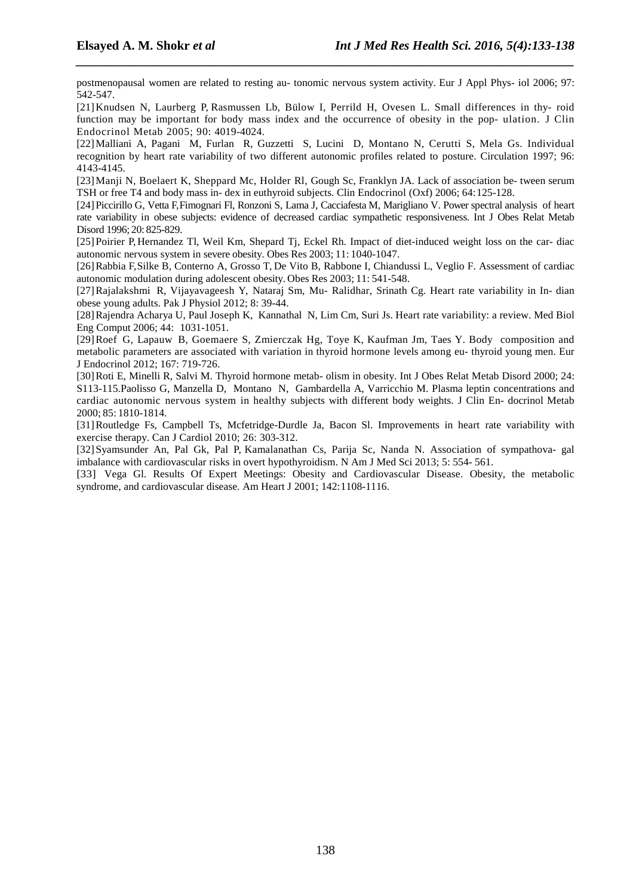postmenopausal women are related to resting au- tonomic nervous system activity. Eur J Appl Phys- iol 2006; 97: 542-547.

[21] Knudsen N, Laurberg P, Rasmussen Lb, Bülow I, Perrild H, Ovesen L. Small differences in thy- roid function may be important for body mass index and the occurrence of obesity in the pop- ulation. J Clin Endocrinol Metab 2005; 90: 4019-4024.

[22] Malliani A, Pagani M, Furlan R, Guzzetti S, Lucini D, Montano N, Cerutti S, Mela Gs. Individual recognition by heart rate variability of two different autonomic profiles related to posture. Circulation 1997; 96: 4143-4145.

[23] Manji N, Boelaert K, Sheppard Mc, Holder Rl, Gough Sc, Franklyn JA. Lack of association be- tween serum TSH or free T4 and body mass in- dex in euthyroid subjects. Clin Endocrinol (Oxf) 2006; 64:125-128.

[24] Piccirillo G, Vetta F, Fimognari Fl, Ronzoni S, Lama J, Cacciafesta M, Marigliano V. Power spectral analysis of heart rate variability in obese subjects: evidence of decreased cardiac sympathetic responsiveness. Int J Obes Relat Metab Disord 1996; 20: 825-829.

[25] Poirier P, Hernandez Tl, Weil Km, Shepard Tj, Eckel Rh. Impact of diet-induced weight loss on the car- diac autonomic nervous system in severe obesity. Obes Res 2003; 11: 1040-1047.

[26] Rabbia F, Silke B, Conterno A, Grosso T, De Vito B, Rabbone I, Chiandussi L, Veglio F. Assessment of cardiac autonomic modulation during adolescent obesity. Obes Res 2003; 11: 541-548.

[27] Rajalakshmi R, Vijayavageesh Y, Nataraj Sm, Mu- Ralidhar, Srinath Cg. Heart rate variability in In- dian obese young adults. Pak J Physiol 2012; 8: 39-44.

[28] Rajendra Acharya U, Paul Joseph K, Kannathal N, Lim Cm, Suri Js. Heart rate variability: a review. Med Biol Eng Comput 2006; 44: 1031-1051.

[29] Roef G, Lapauw B, Goemaere S, Zmierczak Hg, Toye K, Kaufman Jm, Taes Y. Body composition and metabolic parameters are associated with variation in thyroid hormone levels among eu- thyroid young men. Eur J Endocrinol 2012; 167: 719-726.

[30] Roti E, Minelli R, Salvi M. Thyroid hormone metab- olism in obesity. Int J Obes Relat Metab Disord 2000; 24: S113-115.Paolisso G, Manzella D, Montano N, Gambardella A, Varricchio M. Plasma leptin concentrations and cardiac autonomic nervous system in healthy subjects with different body weights. J Clin En- docrinol Metab 2000; 85: 1810-1814.

[31] Routledge Fs, Campbell Ts, Mcfetridge-Durdle Ja, Bacon Sl. Improvements in heart rate variability with exercise therapy. Can J Cardiol 2010; 26: 303-312.

[32] Syamsunder An, Pal Gk, Pal P, Kamalanathan Cs, Parija Sc, Nanda N. Association of sympathova- gal imbalance with cardiovascular risks in overt hypothyroidism. N Am J Med Sci 2013; 5: 554- 561.

[33] Vega Gl. Results Of Expert Meetings: Obesity and Cardiovascular Disease. Obesity, the metabolic syndrome, and cardiovascular disease. Am Heart J 2001; 142:1108-1116.